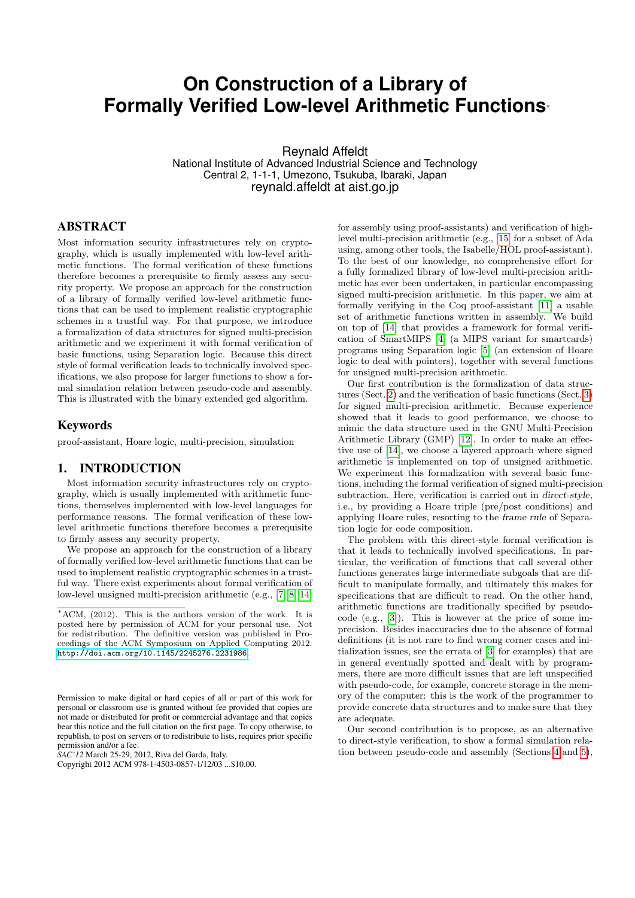# On Construction of a Library of Formally Verified Low-level Arithmetic Functions[*]

Reynald Affeldt
National Institute of Advanced Industrial Science and Technology
Central 2, 1-1-1, Umezono, Tsukuba, Ibaraki, Japan
reynald.affeldt at aist.go.jp

## ABSTRACT

Most information security infrastructures rely on cryptography, which is usually implemented with low-level arithmetic functions. The formal verification of these functions therefore becomes a prerequisite to firmly assess any security property. We propose an approach for the construction of a library of formally verified low-level arithmetic functions that can be used to implement realistic cryptographic schemes in a trustful way. For that purpose, we introduce a formalization of data structures for signed multi-precision arithmetic and we experiment it with formal verification of basic functions, using Separation logic. Because this direct style of formal verification leads to technically involved specifications, we also propose for larger functions to show a formal simulation relation between pseudo-code and assembly. This is illustrated with the binary extended gcd algorithm.

## Keywords

proof-assistant, Hoare logic, multi-precision, simulation

## 1. INTRODUCTION

Most information security infrastructures rely on cryptography, which is usually implemented with arithmetic functions, themselves implemented with low-level languages for performance reasons. The formal verification of these low-level arithmetic functions therefore becomes a prerequisite to firmly assess any security property.

We propose an approach for the construction of a library of formally verified low-level arithmetic functions that can be used to implement realistic cryptographic schemes in a trustful way. There exist experiments about formal verification of low-level unsigned multi-precision arithmetic (e.g., [7, 8, 14] for assembly using proof-assistants) and verification of high-level multi-precision arithmetic (e.g., [15] for a subset of Ada using, among other tools, the Isabelle/HOL proof-assistant). To the best of our knowledge, no comprehensive effort for a fully formalized library of low-level multi-precision arithmetic has ever been undertaken, in particular encompassing signed multi-precision arithmetic. In this paper, we aim at formally verifying in the Coq proof-assistant [11] a usable set of arithmetic functions written in assembly. We build on top of [14] that provides a framework for formal verification of SmartMIPS [4] (a MIPS variant for smartcards) programs using Separation logic [5] (an extension of Hoare logic to deal with pointers), together with several functions for unsigned multi-precision arithmetic.

Our first contribution is the formalization of data structures (Sect. 2) and the verification of basic functions (Sect. 3) for signed multi-precision arithmetic. Because experience showed that it leads to good performance, we choose to mimic the data structure used in the GNU Multi-Precision Arithmetic Library (GMP) [12]. In order to make an effective use of [14], we choose a layered approach where signed arithmetic is implemented on top of unsigned arithmetic. We experiment this formalization with several basic functions, including the formal verification of signed multi-precision subtraction. Here, verification is carried out in *direct-style*, i.e., by providing a Hoare triple (pre/post conditions) and applying Hoare rules, resorting to the *frame rule* of Separation logic for code composition.

The problem with this direct-style formal verification is that it leads to technically involved specifications. In particular, the verification of functions that call several other functions generates large intermediate subgoals that are difficult to manipulate formally, and ultimately this makes for specifications that are difficult to read. On the other hand, arithmetic functions are traditionally specified by pseudo-code (e.g., [3]). This is however at the price of some imprecision. Besides inaccuracies due to the absence of formal definitions (it is not rare to find wrong corner cases and initialization issues, see the errata of [3] for examples) that are in general eventually spotted and dealt with by programmers, there are more difficult issues that are left unspecified with pseudo-code, for example, concrete storage in the memory of the computer: this is the work of the programmer to provide concrete data structures and to make sure that they are adequate.

Our second contribution is to propose, as an alternative to direct-style verification, to show a formal simulation relation between pseudo-code and assembly (Sections 4 and 5),

---

[*]ACM, (2012). This is the authors version of the work. It is posted here by permission of ACM for your personal use. Not for redistribution. The definitive version was published in Proceedings of the ACM Symposium on Applied Computing 2012. http://doi.acm.org/10.1145/2245276.2231986

Permission to make digital or hard copies of all or part of this work for personal or classroom use is granted without fee provided that copies are not made or distributed for profit or commercial advantage and that copies bear this notice and the full citation on the first page. To copy otherwise, to republish, to post on servers or to redistribute to lists, requires prior specific permission and/or a fee.
*SAC'12* March 25-29, 2012, Riva del Garda, Italy.
Copyright 2012 ACM 978-1-4503-0857-1/12/03 ...$10.00.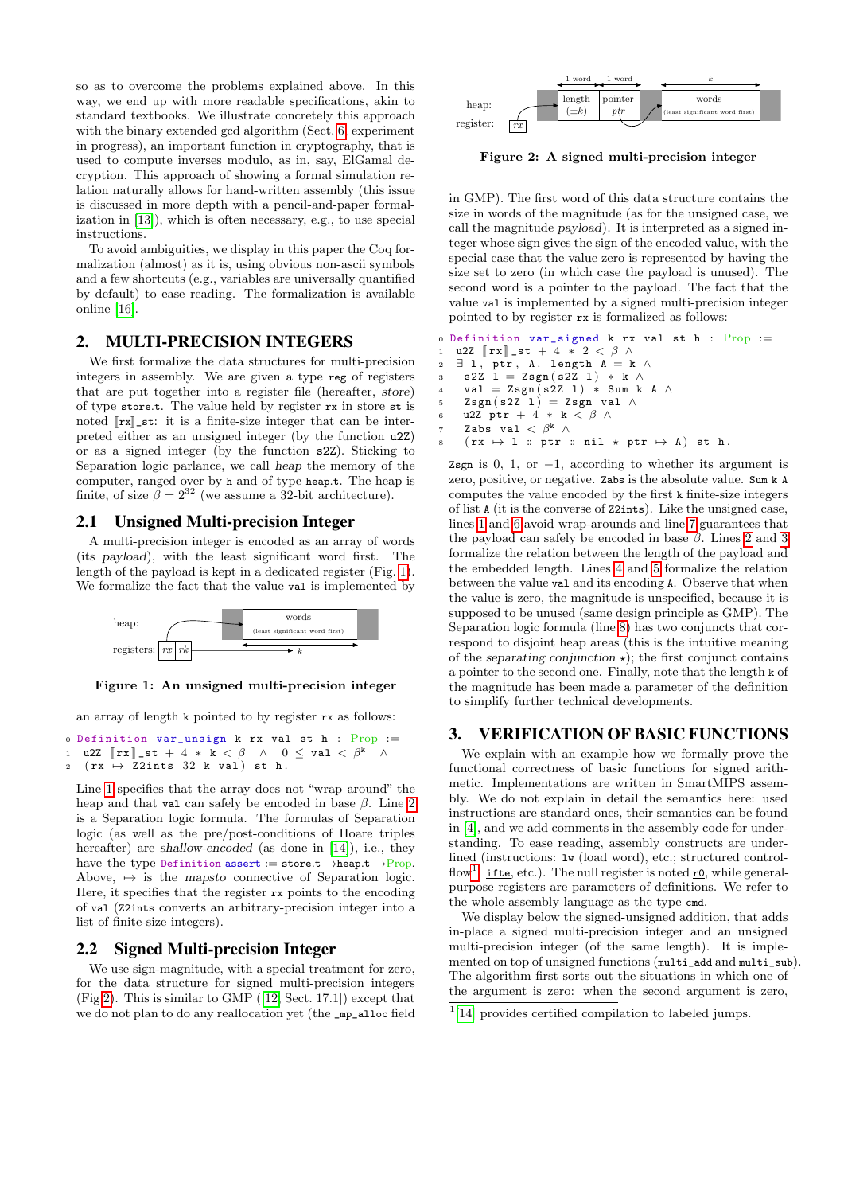so as to overcome the problems explained above. In this way, we end up with more readable specifications, akin to standard textbooks. We illustrate concretely this approach with the binary extended gcd algorithm (Sect. 6, experiment in progress), an important function in cryptography, that is used to compute inverses modulo, as in, say, ElGamal decryption. This approach of showing a formal simulation relation naturally allows for hand-written assembly (this issue is discussed in more depth with a pencil-and-paper formalization in [13]), which is often necessary, e.g., to use special instructions.

To avoid ambiguities, we display in this paper the Coq formalization (almost) as it is, using obvious non-ascii symbols and a few shortcuts (e.g., variables are universally quantified by default) to ease reading. The formalization is available online [16].

## 2. MULTI-PRECISION INTEGERS

We first formalize the data structures for multi-precision integers in assembly. We are given a type `reg` of registers that are put together into a register file (hereafter, *store*) of type `store.t`. The value held by register `rx` in store `st` is noted `⟦rx⟧_st`: it is a finite-size integer that can be interpreted either as an unsigned integer (by the function `u2Z`) or as a signed integer (by the function `s2Z`). Sticking to Separation logic parlance, we call *heap* the memory of the computer, ranged over by `h` and of type `heap.t`. The heap is finite, of size $\beta = 2^{32}$ (we assume a 32-bit architecture).

### 2.1 Unsigned Multi-precision Integer

A multi-precision integer is encoded as an array of words (its *payload*), with the least significant word first. The length of the payload is kept in a dedicated register (Fig. 1). We formalize the fact that the value `val` is implemented by an array of length `k` pointed to by register `rx` as follows:

Figure 1: An unsigned multi-precision integer

```
0 Definition var_unsign k rx val st h : Prop :=
1   u2Z ⟦rx⟧_st + 4 * k < β  ∧  0 ≤ val < β^k  ∧
2   (rx ↦ Z2ints 32 k val) st h.
```

Line 1 specifies that the array does not "wrap around" the heap and that `val` can safely be encoded in base $\beta$. Line 2 is a Separation logic formula. The formulas of Separation logic (as well as the pre/post-conditions of Hoare triples hereafter) are *shallow-encoded* (as done in [14]), i.e., they have the type `Definition assert := store.t → heap.t → Prop`. Above, ↦ is the *mapsto* connective of Separation logic. Here, it specifies that the register `rx` points to the encoding of `val` (`Z2ints` converts an arbitrary-precision integer into a list of finite-size integers).

### 2.2 Signed Multi-precision Integer

We use sign-magnitude, with a special treatment for zero, for the data structure for signed multi-precision integers (Fig 2). This is similar to GMP ([12, Sect. 17.1]) except that we do not plan to do any reallocation yet (the `_mp_alloc` field in GMP). The first word of this data structure contains the size in words of the magnitude (as for the unsigned case, we call the magnitude *payload*). It is interpreted as a signed integer whose sign gives the sign of the encoded value, with the special case that the value zero is represented by having the size set to zero (in which case the payload is unused). The second word is a pointer to the payload. The fact that the value `val` is implemented by a signed multi-precision integer pointed to by register `rx` is formalized as follows:

Figure 2: A signed multi-precision integer

```
0 Definition var_signed k rx val st h : Prop :=
1   u2Z ⟦rx⟧_st + 4 * 2 < β ∧
2   ∃ l, ptr, A. length A = k ∧
3     s2Z l = Zsgn(s2Z l) * k ∧
4     val = Zsgn(s2Z l) * Sum k A ∧
5     Zsgn(s2Z l) = Zsgn val ∧
6     u2Z ptr + 4 * k < β ∧
7     Zabs val < β^k ∧
8     (rx ↦ l :: ptr :: nil ⋆ ptr ↦ A) st h.
```

`Zsgn` is 0, 1, or −1, according to whether its argument is zero, positive, or negative. `Zabs` is the absolute value. `Sum k A` computes the value encoded by the first `k` finite-size integers of list `A` (it is the converse of `Z2ints`). Like the unsigned case, lines 1 and 6 avoid wrap-arounds and line 7 guarantees that the payload can safely be encoded in base $\beta$. Lines 2 and 3 formalize the relation between the length of the payload and the embedded length. Lines 4 and 5 formalize the relation between the value `val` and its encoding `A`. Observe that when the value is zero, the magnitude is unspecified, because it is supposed to be unused (same design principle as GMP). The Separation logic formula (line 8) has two conjuncts that correspond to disjoint heap areas (this is the intuitive meaning of the *separating conjunction* ⋆); the first conjunct contains a pointer to the second one. Finally, note that the length `k` of the magnitude has been made a parameter of the definition to simplify further technical developments.

## 3. VERIFICATION OF BASIC FUNCTIONS

We explain with an example how we formally prove the functional correctness of basic functions for signed arithmetic. Implementations are written in SmartMIPS assembly. We do not explain in detail the semantics here: used instructions are standard ones, their semantics can be found in [4], and we add comments in the assembly code for understanding. To ease reading, assembly constructs are underlined (instructions: <u>`lw`</u> (load word), etc.; structured control-flow[1]: <u>`ifte`</u>, etc.). The null register is noted <u>`r0`</u>, while general-purpose registers are parameters of definitions. We refer to the whole assembly language as the type `cmd`.

We display below the signed-unsigned addition, that adds in-place a signed multi-precision integer and an unsigned multi-precision integer (of the same length). It is implemented on top of unsigned functions (`multi_add` and `multi_sub`). The algorithm first sorts out the situations in which one of the argument is zero: when the second argument is zero,

[1] [14] provides certified compilation to labeled jumps.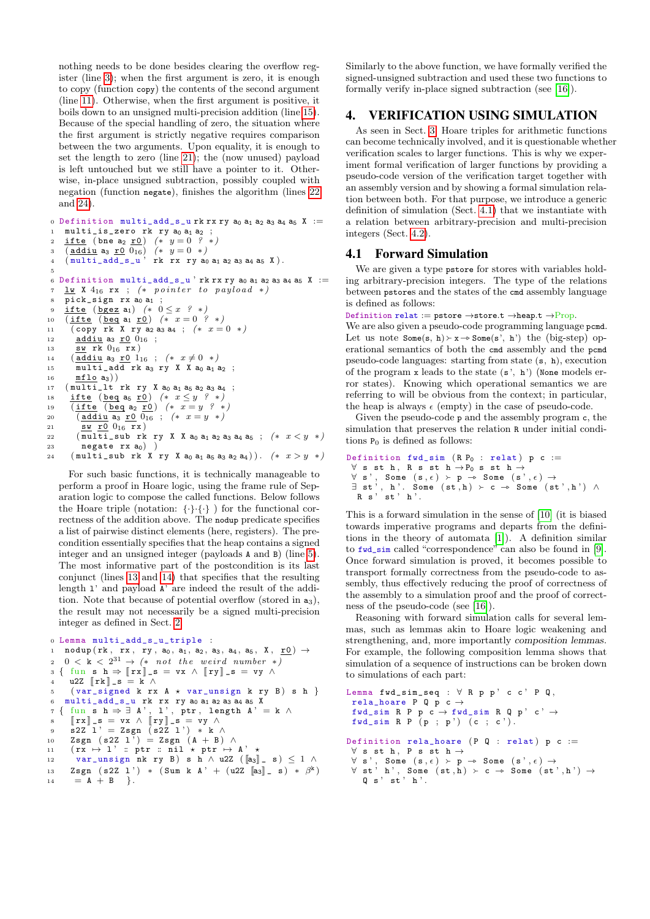nothing needs to be done besides clearing the overflow register (line 3); when the first argument is zero, it is enough to copy (function `copy`) the contents of the second argument (line 11). Otherwise, when the first argument is positive, it boils down to an unsigned multi-precision addition (line 15). Because of the special handling of zero, the situation where the first argument is strictly negative requires comparison between the two arguments. Upon equality, it is enough to set the length to zero (line 21); the (now unused) payload is left untouched but we still have a pointer to it. Otherwise, in-place unsigned subtraction, possibly coupled with negation (function `negate`), finishes the algorithm (lines 22 and 24).

```
0  Definition multi_add_s_u rk rx ry a0 a1 a2 a3 a4 a5 X :=
1   multi_is_zero rk ry a0 a1 a2 ;
2   ifte (bne a2 r0) (* y = 0 ? *)
3   (addiu a3 r0 0_16) (* y = 0 *)
4   (multi_add_s_u' rk rx ry a0 a1 a2 a3 a4 a5 X).
5
6  Definition multi_add_s_u' rk rx ry a0 a1 a2 a3 a4 a5 X :=
7   lw X 4_16 rx ; (* pointer to payload *)
8   pick_sign rx a0 a1 ;
9   ifte (bgez a1) (* 0 ≤ x ? *)
10  (ifte (beq a1 r0) (* x = 0 ? *)
11   (copy rk X ry a2 a3 a4 ; (* x = 0 *)
12    addiu a3 r0 0_16 ;
13    sw rk 0_16 rx)
14   (addiu a3 r0 1_16 ; (* x ≠ 0 *)
15    multi_add rk a3 ry X X a0 a1 a2 ;
16    mflo a3))
17  (multi_lt rk ry X a0 a1 a5 a2 a3 a4 ;
18   ifte (beq a5 r0) (* x ≤ y ? *)
19   (ifte (beq a2 r0) (* x = y ? *)
20    (addiu a3 r0 0_16 ; (* x = y *)
21     sw r0 0_16 rx)
22    (multi_sub rk ry X X a0 a1 a2 a3 a4 a5 ; (* x < y *)
23     negate rx a0) )
24   (multi_sub rk X ry X a0 a1 a5 a3 a2 a4)). (* x > y *)
```

For such basic functions, it is technically manageable to perform a proof in Hoare logic, using the frame rule of Separation logic to compose the called functions. Below follows the Hoare triple (notation: $\{\cdot\}\cdot\{\cdot\}$ ) for the functional correctness of the addition above. The `nodup` predicate specifies a list of pairwise distinct elements (here, registers). The precondition essentially specifies that the heap contains a signed integer and an unsigned integer (payloads `A` and `B`) (line 5). The most informative part of the postcondition is its last conjunct (lines 13 and 14) that specifies that the resulting length `l'` and payload `A'` are indeed the result of the addition. Note that because of potential overflow (stored in $a_3$), the result may not necessarily be a signed multi-precision integer as defined in Sect. 2.

```
0  Lemma multi_add_s_u_triple :
1   nodup(rk, rx, ry, a0, a1, a2, a3, a4, a5, X, r0) →
2   0 < k < 2^31 → (* not the weird number *)
3  { fun s h ⇒ [[rx]]_s = vx ∧ [[ry]]_s = vy ∧
4    u2Z [[rk]]_s = k ∧
5    (var_signed k rx A ⋆ var_unsign k ry B) s h }
6   multi_add_s_u rk rx ry a0 a1 a2 a3 a4 a5 X
7  { fun s h ⇒ ∃ A', l', ptr, length A' = k ∧
8    [[rx]]_s = vx ∧ [[ry]]_s = vy ∧
9    s2Z l' = Zsgn (s2Z l') * k ∧
10   Zsgn (s2Z l') = Zsgn (A + B) ∧
11   (rx ↦ l' :: ptr :: nil ⋆ ptr ↦ A' ⋆
12    var_unsign nk ry B) s h ∧ u2Z ([[a3]]_ s) ≤ 1 ∧
13   Zsgn (s2Z l') * (Sum k A' + (u2Z [[a3]]_ s) * β^k)
14    = A + B }.
```

Similarly to the above function, we have formally verified the signed-unsigned subtraction and used these two functions to formally verify in-place signed subtraction (see [16]).

## 4. VERIFICATION USING SIMULATION

As seen in Sect. 3, Hoare triples for arithmetic functions can become technically involved, and it is questionable whether verification scales to larger functions. This is why we experiment formal verification of larger functions by providing a pseudo-code version of the verification target together with an assembly version and by showing a formal simulation relation between both. For that purpose, we introduce a generic definition of simulation (Sect. 4.1) that we instantiate with a relation between arbitrary-precision and multi-precision integers (Sect. 4.2).

### 4.1 Forward Simulation

We are given a type `pstore` for stores with variables holding arbitrary-precision integers. The type of the relations between `pstore`s and the states of the `cmd` assembly language is defined as follows:

```
Definition relat := pstore → store.t → heap.t → Prop.
```

We are also given a pseudo-code programming language `pcmd`. Let us note `Some(s, h) ≻ x ⇀ Some(s', h')` the (big-step) operational semantics of both the `cmd` assembly and the `pcmd` pseudo-code languages: starting from state (`s`, `h`), execution of the program `x` leads to the state (`s'`, `h'`) (`None` models error states). Knowing which operational semantics we are referring to will be obvious from the context; in particular, the heap is always $\epsilon$ (empty) in the case of pseudo-code.

Given the pseudo-code `p` and the assembly program `c`, the simulation that preserves the relation `R` under initial conditions $P_0$ is defined as follows:

```
Definition fwd_sim (R P0 : relat) p c :=
 ∀ s st h, R s st h → P0 s st h →
 ∀ s', Some (s,ϵ) ≻ p ⇀ Some (s',ϵ) →
 ∃ st', h'. Some (st,h) ≻ c ⇀ Some (st',h') ∧
  R s' st' h'.
```

This is a forward simulation in the sense of [10] (it is biased towards imperative programs and departs from the definitions in the theory of automata [1]). A definition similar to `fwd_sim` called "correspondence" can also be found in [9]. Once forward simulation is proved, it becomes possible to transport formally correctness from the pseudo-code to assembly, thus effectively reducing the proof of correctness of the assembly to a simulation proof and the proof of correctness of the pseudo-code (see [16]).

Reasoning with forward simulation calls for several lemmas, such as lemmas akin to Hoare logic weakening and strengthening, and, more importantly *composition lemmas*. For example, the following composition lemma shows that simulation of a sequence of instructions can be broken down to simulations of each part:

```
Lemma fwd_sim_seq : ∀ R p p' c c' P Q,
 rela_hoare P Q p c →
 fwd_sim R P p c → fwd_sim R Q p' c' →
 fwd_sim R P (p ; p') (c ; c').

Definition rela_hoare (P Q : relat) p c :=
 ∀ s st h, P s st h →
 ∀ s', Some (s,ϵ) ≻ p ⇀ Some (s',ϵ) →
 ∀ st' h', Some (st,h) ≻ c ⇀ Some (st',h') →
  Q s' st' h'.
```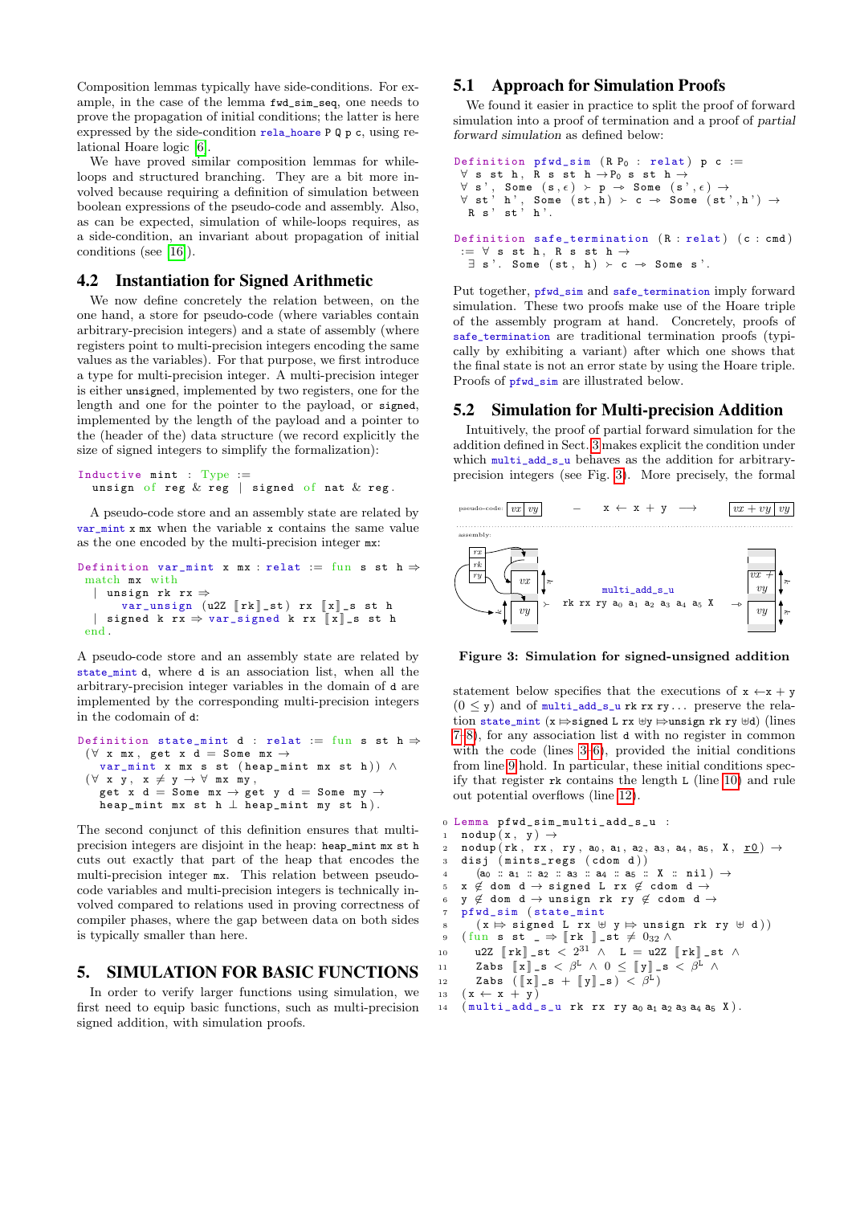Composition lemmas typically have side-conditions. For example, in the case of the lemma `fwd_sim_seq`, one needs to prove the propagation of initial conditions; the latter is here expressed by the side-condition `rela_hoare P Q p c`, using relational Hoare logic [6].

We have proved similar composition lemmas for while-loops and structured branching. They are a bit more involved because requiring a definition of simulation between boolean expressions of the pseudo-code and assembly. Also, as can be expected, simulation of while-loops requires, as a side-condition, an invariant about propagation of initial conditions (see [16]).

## 4.2 Instantiation for Signed Arithmetic

We now define concretely the relation between, on the one hand, a store for pseudo-code (where variables contain arbitrary-precision integers) and a state of assembly (where registers point to multi-precision integers encoding the same values as the variables). For that purpose, we first introduce a type for multi-precision integer. A multi-precision integer is either `unsigned`, implemented by two registers, one for the length and one for the pointer to the payload, or `signed`, implemented by the length of the payload and a pointer to the (header of the) data structure (we record explicitly the size of signed integers to simplify the formalization):

```
Inductive mint : Type :=
  unsign of reg & reg | signed of nat & reg.
```

A pseudo-code store and an assembly state are related by `var_mint x mx` when the variable `x` contains the same value as the one encoded by the multi-precision integer `mx`:

```
Definition var_mint x mx : relat := fun s st h ⇒
 match mx with
  | unsign rk rx ⇒
      var_unsign (u2Z [rk]_st) rx [x]_s st h
  | signed k rx ⇒ var_signed k rx [x]_s st h
 end.
```

A pseudo-code store and an assembly state are related by `state_mint d`, where `d` is an association list, when all the arbitrary-precision integer variables in the domain of `d` are implemented by the corresponding multi-precision integers in the codomain of `d`:

```
Definition state_mint d : relat := fun s st h ⇒
 (∀ x mx, get x d = Some mx →
   var_mint x mx s st (heap_mint mx st h)) ∧
 (∀ x y, x ≠ y → ∀ mx my,
   get x d = Some mx → get y d = Some my →
   heap_mint mx st h ⊥ heap_mint my st h).
```

The second conjunct of this definition ensures that multi-precision integers are disjoint in the heap: `heap_mint mx st h` cuts out exactly that part of the heap that encodes the multi-precision integer `mx`. This relation between pseudo-code variables and multi-precision integers is technically involved compared to relations used in proving correctness of compiler phases, where the gap between data on both sides is typically smaller than here.

# 5. SIMULATION FOR BASIC FUNCTIONS

In order to verify larger functions using simulation, we first need to equip basic functions, such as multi-precision signed addition, with simulation proofs.

## 5.1 Approach for Simulation Proofs

We found it easier in practice to split the proof of forward simulation into a proof of termination and a proof of *partial forward simulation* as defined below:

```
Definition pfwd_sim (R P₀ : relat) p c :=
 ∀ s st h, R s st h → P₀ s st h →
 ∀ s', Some (s,ϵ) ≻ p → Some (s',ϵ) →
 ∀ st' h', Some (st,h) ≻ c → Some (st',h') →
  R s' st' h'.

Definition safe_termination (R : relat) (c : cmd)
 := ∀ s st h, R s st h →
   ∃ s'. Some (st, h) ≻ c → Some s'.
```

Put together, `pfwd_sim` and `safe_termination` imply forward simulation. These two proofs make use of the Hoare triple of the assembly program at hand. Concretely, proofs of `safe_termination` are traditional termination proofs (typically by exhibiting a variant) after which one shows that the final state is not an error state by using the Hoare triple. Proofs of `pfwd_sim` are illustrated below.

## 5.2 Simulation for Multi-precision Addition

Intuitively, the proof of partial forward simulation for the addition defined in Sect. 3 makes explicit the condition under which `multi_add_s_u` behaves as the addition for arbitrary-precision integers (see Fig. 3). More precisely, the formal

Figure 3: Simulation for signed-unsigned addition

statement below specifies that the executions of $x \leftarrow x + y$ ($0 \le y$) and of `multi_add_s_u rk rx ry...` preserve the relation `state_mint (x ⇒signed L rx ⊎y ⇒unsign rk ry ⊎d)` (lines 7-8), for any association list `d` with no register in common with the code (lines 3-6), provided the initial conditions from line 9 hold. In particular, these initial conditions specify that register `rk` contains the length `L` (line 10) and rule out potential overflows (line 12).

```
0  Lemma pfwd_sim_multi_add_s_u :
1   nodup(x, y) →
2   nodup(rk, rx, ry, a₀, a₁, a₂, a₃, a₄, a₅, X, r0) →
3   disj (mints_regs (cdom d))
4     (a₀ :: a₁ :: a₂ :: a₃ :: a₄ :: a₅ :: X :: nil) →
5   x ∉ dom d → signed L rx ∉ cdom d →
6   y ∉ dom d → unsign rk ry ∉ cdom d →
7   pfwd_sim (state_mint
8     (x ⇒ signed L rx ⊎ y ⇒ unsign rk ry ⊎ d))
9   (fun s st _ ⇒ [rk]_st ≠ 0₃₂ ∧
10    u2Z [rk]_st < 2³¹ ∧  L = u2Z [rk]_st ∧
11    Zabs [x]_s < β^L ∧ 0 ≤ [y]_s < β^L ∧
12    Zabs ([x]_s + [y]_s) < β^L)
13  (x ← x + y)
14  (multi_add_s_u rk rx ry a₀ a₁ a₂ a₃ a₄ a₅ X).
```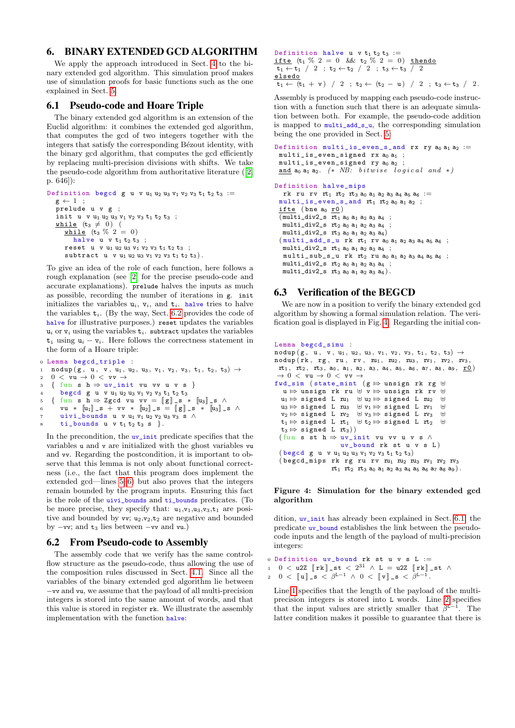## 6. BINARY EXTENDED GCD ALGORITHM

We apply the approach introduced in Sect. 4 to the binary extended gcd algorithm. This simulation proof makes use of simulation proofs for basic functions such as the one explained in Sect. 5.

### 6.1 Pseudo-code and Hoare Triple

The binary extended gcd algorithm is an extension of the Euclid algorithm: it combines the extended gcd algorithm, that computes the gcd of two integers together with the integers that satisfy the corresponding Bézout identity, with the binary gcd algorithm, that computes the gcd efficiently by replacing multi-precision divisions with shifts. We take the pseudo-code algorithm from authoritative literature ([2, p. 646]):

```
Definition begcd g u v u₁ u₂ u₃ v₁ v₂ v₃ t₁ t₂ t₃ :=
  g ← 1 ;
  prelude u v g ;
  init u v u₁ u₂ u₃ v₁ v₂ v₃ t₁ t₂ t₃ ;
  while (t₃ ≠ 0) (
    while (t₃ % 2 = 0)
      halve u v t₁ t₂ t₃ ;
    reset u v u₁ u₂ u₃ v₁ v₂ v₃ t₁ t₂ t₃ ;
    subtract u v u₁ u₂ u₃ v₁ v₂ v₃ t₁ t₂ t₃).
```

To give an idea of the role of each function, here follows a rough explanation (see [2] for the precise pseudo-code and accurate explanations). `prelude` halves the inputs as much as possible, recording the number of iterations in `g`. `init` initializes the variables $u_i$, $v_i$, and $t_i$. `halve` tries to halve the variables $t_i$. (By the way, Sect. 6.2 provides the code of `halve` for illustrative purposes.) `reset` updates the variables $u_i$ or $v_i$ using the variables $t_i$. `subtract` updates the variables $t_i$ using $u_i - v_i$. Here follows the correctness statement in the form of a Hoare triple:

```
0 Lemma begcd_triple :
1  nodup(g, u, v, u₁, u₂, u₃, v₁, v₂, v₃, t₁, t₂, t₃) →
2  0 < vu → 0 < vv →
3  { fun s h ⇒ uv_init vu vv u v s }
4    begcd g u v u₁ u₂ u₃ v₁ v₂ v₃ t₁ t₂ t₃
5  { fun s h ⇒ Zgcd vu vv = [[g]]_s * [[u₃]]_s ∧
6    vu * [[u₁]]_s + vv * [[u₂]]_s = [[g]]_s * [[u₃]]_s ∧
7    uivi_bounds u v u₁ v₁ u₂ v₂ u₃ v₃ s ∧
8    ti_bounds u v t₁ t₂ t₃ s }.
```

In the precondition, the `uv_init` predicate specifies that the variables `u` and `v` are initialized with the ghost variables `vu` and `vv`. Regarding the postcondition, it is important to observe that this lemma is not only about functional correctness (i.e., the fact that this program does implement the extended gcd—lines 5-6) but also proves that the integers remain bounded by the program inputs. Ensuring this fact is the role of the `uivi_bounds` and `ti_bounds` predicates. (To be more precise, they specify that: $u_1, v_1, u_3, v_3, t_1$ are positive and bounded by `vv`; $u_2, v_2, t_2$ are negative and bounded by $-$`vv`; and $t_3$ lies between $-$`vv` and `vu`.)

### 6.2 From Pseudo-code to Assembly

The assembly code that we verify has the same control-flow structure as the pseudo-code, thus allowing the use of the composition rules discussed in Sect. 4.1. Since all the variables of the binary extended gcd algorithm lie between $-$`vv` and `vu`, we assume that the payload of all multi-precision integers is stored into the same amount of words, and that this value is stored in register `rk`. We illustrate the assembly implementation with the function `halve`:

```
Definition halve u v t₁ t₂ t₃ :=
ifte (t₁ % 2 = 0 && t₂ % 2 = 0) thendo
 t₁ ← t₁ / 2 ; t₂ ← t₂ / 2 ; t₃ ← t₃ / 2
elsedo
 t₁ ← (t₁ + v) / 2 ; t₂ ← (t₂ − u) / 2 ; t₃ ← t₃ / 2.
```

Assembly is produced by mapping each pseudo-code instruction with a function such that there is an adequate simulation between both. For example, the pseudo-code addition is mapped to `multi_add_s_u`, the corresponding simulation being the one provided in Sect. 5:

```
Definition multi_is_even_s_and rx ry a₀ a₁ a₂ :=
 multi_is_even_signed rx a₀ a₁ ;
 multi_is_even_signed ry a₀ a₂ ;
 and a₀ a₁ a₂. (* NB: bitwise logical and *)

Definition halve_mips
  rk ru rv rt₁ rt₂ rt₃ a₀ a₁ a₂ a₃ a₄ a₅ a₆ :=
 multi_is_even_s_and rt₁ rt₂ a₀ a₁ a₂ ;
 ifte (bne a₀ r0)
 (multi_div2_s rt₁ a₀ a₁ a₂ a₃ a₄ ;
  multi_div2_s rt₂ a₀ a₁ a₂ a₃ a₄ ;
  multi_div2_s rt₃ a₀ a₁ a₂ a₃ a₄)
 (multi_add_s_u rk rt₁ rv a₀ a₁ a₂ a₃ a₄ a₅ a₆ ;
  multi_div2_s rt₁ a₀ a₁ a₂ a₃ a₄ ;
  multi_sub_s_u rk rt₂ ru a₀ a₁ a₂ a₃ a₄ a₅ a₆ ;
  multi_div2_s rt₂ a₀ a₁ a₂ a₃ a₄ ;
  multi_div2_s rt₃ a₀ a₁ a₂ a₃ a₄).
```

### 6.3 Verification of the BEGCD

We are now in a position to verify the binary extended gcd algorithm by showing a formal simulation relation. The verification goal is displayed in Fig. 4. Regarding the initial condition, `uv_init` has already been explained in Sect. 6.1, the predicate `uv_bound` establishes the link between the pseudo-code inputs and the length of the payload of multi-precision integers:

```
0 Definition uv_bound rk st u v s L :=
1  0 < u2Z [[rk]]_st < 2^31 ∧ L = u2Z [[rk]]_st ∧
2  0 < [[u]]_s < β^(L−1) ∧ 0 < [[v]]_s < β^(L−1).
```

Line 1 specifies that the length of the payload of the multi-precision integers is stored into `L` words. Line 2 specifies that the input values are strictly smaller that $\beta^{L-1}$. The latter condition makes it possible to guarantee that there is

```
Lemma begcd_simu :
nodup(g, u, v, u₁, u₂, u₃, v₁, v₂, v₃, t₁, t₂, t₃) →
nodup(rk, rg, ru, rv, ru₁, ru₂, ru₃, rv₁, rv₂, rv₃,
 rt₁, rt₂, rt₃, a₀, a₁, a₂, a₃, a₄, a₅, a₆, a₇, a₈, a₉, r0)
 → 0 < vu → 0 < vv →
fwd_sim (state_mint (g ⇒ unsign rk rg ⊎
  u ⇒ unsign rk ru ⊎ v ⇒ unsign rk rv ⊎
 u₁ ⇒ signed L ru₁ ⊎ u₂ ⇒ signed L ru₂ ⊎
 u₃ ⇒ signed L ru₃ ⊎ v₁ ⇒ signed L rv₁ ⊎
 v₂ ⇒ signed L rv₂ ⊎ v₃ ⇒ signed L rv₃ ⊎
 t₁ ⇒ signed L rt₁ ⊎ t₂ ⇒ signed L rt₂ ⊎
 t₃ ⇒ signed L rt₃))
 (fun s st h ⇒ uv_init vu vv u v s ∧
              uv_bound rk st u v s L)
 (begcd g u v u₁ u₂ u₃ v₁ v₂ v₃ t₁ t₂ t₃)
 (begcd_mips rk rg ru rv ru₁ ru₂ ru₃ rv₁ rv₂ rv₃
             rt₁ rt₂ rt₃ a₀ a₁ a₂ a₃ a₄ a₅ a₆ a₇ a₈ a₉).
```

**Figure 4: Simulation for the binary extended gcd algorithm**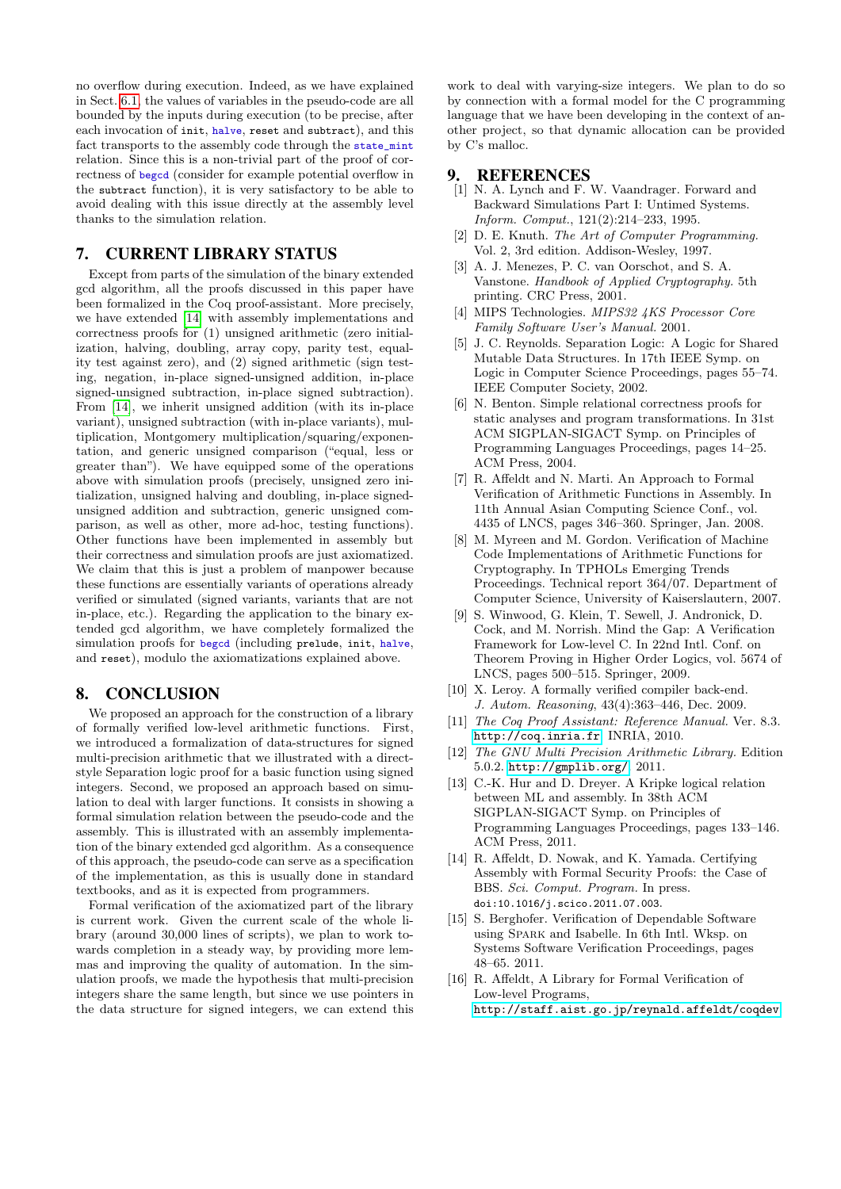no overflow during execution. Indeed, as we have explained in Sect. 6.1, the values of variables in the pseudo-code are all bounded by the inputs during execution (to be precise, after each invocation of `init`, `halve`, `reset` and `subtract`), and this fact transports to the assembly code through the `state_mint` relation. Since this is a non-trivial part of the proof of correctness of `begcd` (consider for example potential overflow in the `subtract` function), it is very satisfactory to be able to avoid dealing with this issue directly at the assembly level thanks to the simulation relation.

## 7. CURRENT LIBRARY STATUS

Except from parts of the simulation of the binary extended gcd algorithm, all the proofs discussed in this paper have been formalized in the Coq proof-assistant. More precisely, we have extended [14] with assembly implementations and correctness proofs for (1) unsigned arithmetic (zero initialization, halving, doubling, array copy, parity test, equality test against zero), and (2) signed arithmetic (sign testing, negation, in-place signed-unsigned addition, in-place signed-unsigned subtraction, in-place signed subtraction). From [14], we inherit unsigned addition (with its in-place variant), unsigned subtraction (with in-place variants), multiplication, Montgomery multiplication/squaring/exponentation, and generic unsigned comparison ("equal, less or greater than"). We have equipped some of the operations above with simulation proofs (precisely, unsigned zero initialization, unsigned halving and doubling, in-place signed-unsigned addition and subtraction, generic unsigned comparison, as well as other, more ad-hoc, testing functions). Other functions have been implemented in assembly but their correctness and simulation proofs are just axiomatized. We claim that this is just a problem of manpower because these functions are essentially variants of operations already verified or simulated (signed variants, variants that are not in-place, etc.). Regarding the application to the binary extended gcd algorithm, we have completely formalized the simulation proofs for `begcd` (including `prelude`, `init`, `halve`, and `reset`), modulo the axiomatizations explained above.

## 8. CONCLUSION

We proposed an approach for the construction of a library of formally verified low-level arithmetic functions. First, we introduced a formalization of data-structures for signed multi-precision arithmetic that we illustrated with a direct-style Separation logic proof for a basic function using signed integers. Second, we proposed an approach based on simulation to deal with larger functions. It consists in showing a formal simulation relation between the pseudo-code and the assembly. This is illustrated with an assembly implementation of the binary extended gcd algorithm. As a consequence of this approach, the pseudo-code can serve as a specification of the implementation, as this is usually done in standard textbooks, and as it is expected from programmers.

Formal verification of the axiomatized part of the library is current work. Given the current scale of the whole library (around 30,000 lines of scripts), we plan to work towards completion in a steady way, by providing more lemmas and improving the quality of automation. In the simulation proofs, we made the hypothesis that multi-precision integers share the same length, but since we use pointers in the data structure for signed integers, we can extend this work to deal with varying-size integers. We plan to do so by connection with a formal model for the C programming language that we have been developing in the context of another project, so that dynamic allocation can be provided by C's malloc.

## 9. REFERENCES

[1] N. A. Lynch and F. W. Vaandrager. Forward and Backward Simulations Part I: Untimed Systems. *Inform. Comput.*, 121(2):214–233, 1995.

[2] D. E. Knuth. *The Art of Computer Programming.* Vol. 2, 3rd edition. Addison-Wesley, 1997.

[3] A. J. Menezes, P. C. van Oorschot, and S. A. Vanstone. *Handbook of Applied Cryptography.* 5th printing. CRC Press, 2001.

[4] MIPS Technologies. *MIPS32 4KS Processor Core Family Software User's Manual.* 2001.

[5] J. C. Reynolds. Separation Logic: A Logic for Shared Mutable Data Structures. In 17th IEEE Symp. on Logic in Computer Science Proceedings, pages 55–74. IEEE Computer Society, 2002.

[6] N. Benton. Simple relational correctness proofs for static analyses and program transformations. In 31st ACM SIGPLAN-SIGACT Symp. on Principles of Programming Languages Proceedings, pages 14–25. ACM Press, 2004.

[7] R. Affeldt and N. Marti. An Approach to Formal Verification of Arithmetic Functions in Assembly. In 11th Annual Asian Computing Science Conf., vol. 4435 of LNCS, pages 346–360. Springer, Jan. 2008.

[8] M. Myreen and M. Gordon. Verification of Machine Code Implementations of Arithmetic Functions for Cryptography. In TPHOLs Emerging Trends Proceedings. Technical report 364/07. Department of Computer Science, University of Kaiserslautern, 2007.

[9] S. Winwood, G. Klein, T. Sewell, J. Andronick, D. Cock, and M. Norrish. Mind the Gap: A Verification Framework for Low-level C. In 22nd Intl. Conf. on Theorem Proving in Higher Order Logics, vol. 5674 of LNCS, pages 500–515. Springer, 2009.

[10] X. Leroy. A formally verified compiler back-end. *J. Autom. Reasoning*, 43(4):363–446, Dec. 2009.

[11] *The Coq Proof Assistant: Reference Manual.* Ver. 8.3. http://coq.inria.fr. INRIA, 2010.

[12] *The GNU Multi Precision Arithmetic Library.* Edition 5.0.2. http://gmplib.org/. 2011.

[13] C.-K. Hur and D. Dreyer. A Kripke logical relation between ML and assembly. In 38th ACM SIGPLAN-SIGACT Symp. on Principles of Programming Languages Proceedings, pages 133–146. ACM Press, 2011.

[14] R. Affeldt, D. Nowak, and K. Yamada. Certifying Assembly with Formal Security Proofs: the Case of BBS. *Sci. Comput. Program.* In press. doi:10.1016/j.scico.2011.07.003.

[15] S. Berghofer. Verification of Dependable Software using SPARK and Isabelle. In 6th Intl. Wksp. on Systems Software Verification Proceedings, pages 48–65. 2011.

[16] R. Affeldt, A Library for Formal Verification of Low-level Programs, http://staff.aist.go.jp/reynald.affeldt/coqdev